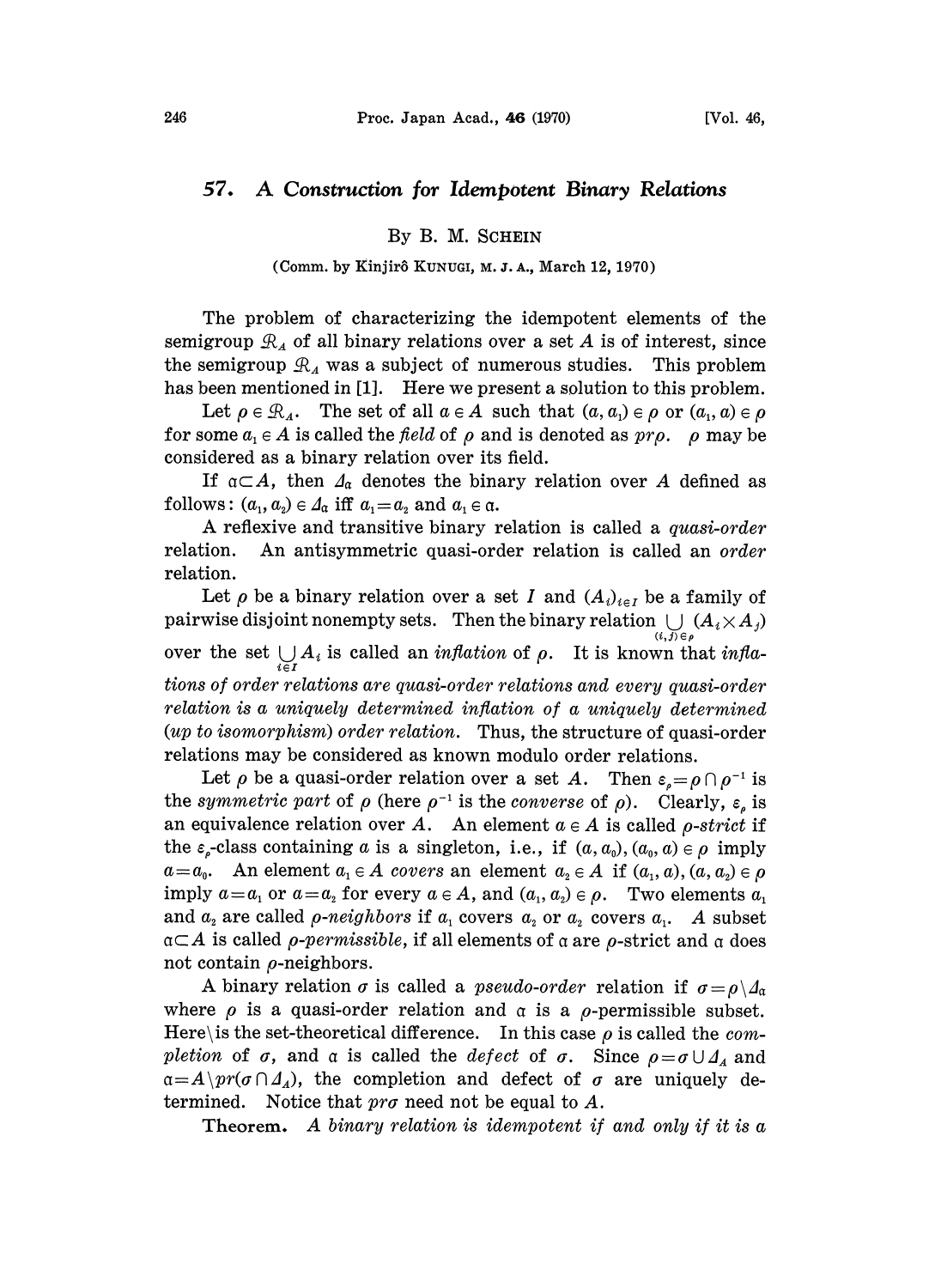# 57. A Construction for Idempotent Binary Relations

By B. M. SCHEIN

(Comm. by Kinjirô KUNUGI, M. J. A., March 12, 1970)

The problem of characterizing the idempotent elements of the semigroup $\mathcal{R}_A$ of all binary relations over a set $A$ is of interest, since the semigroup $\mathcal{R}_A$ was a subject of numerous studies. This problem has been mentioned in [1]. Here we present a solution to this problem.

Let $\rho \in \mathcal{R}_A$. The set of all $a \in A$ such that $(a, a_1) \in \rho$ or $(a_1, a) \in \rho$ for some $a_1 \in A$ is called the *field* of $\rho$ and is denoted as $pr\rho$. $\rho$ may be considered as a binary relation over its field.

If $\alpha \subset A$, then $\Delta_\alpha$ denotes the binary relation over $A$ defined as follows: $(a_1, a_2) \in \Delta_\alpha$ iff $a_1 = a_2$ and $a_1 \in \alpha$.

A reflexive and transitive binary relation is called a *quasi-order* relation. An antisymmetric quasi-order relation is called an *order* relation.

Let $\rho$ be a binary relation over a set $I$ and $(A_i)_{i\in I}$ be a family of pairwise disjoint nonempty sets. Then the binary relation $\bigcup_{(i,j)\in\rho} (A_i \times A_j)$ over the set $\bigcup_{i\in I} A_i$ is called an *inflation* of $\rho$. It is known that *inflations of order relations are quasi-order relations and every quasi-order relation is a uniquely determined inflation of a uniquely determined (up to isomorphism) order relation.* Thus, the structure of quasi-order relations may be considered as known modulo order relations.

Let $\rho$ be a quasi-order relation over a set $A$. Then $\varepsilon_\rho = \rho \cap \rho^{-1}$ is the *symmetric part* of $\rho$ (here $\rho^{-1}$ is the *converse* of $\rho$). Clearly, $\varepsilon_\rho$ is an equivalence relation over $A$. An element $a \in A$ is called $\rho$-*strict* if the $\varepsilon_\rho$-class containing $a$ is a singleton, i.e., if $(a, a_0), (a_0, a) \in \rho$ imply $a = a_0$. An element $a_1 \in A$ *covers* an element $a_2 \in A$ if $(a_1, a), (a, a_2) \in \rho$ imply $a = a_1$ or $a = a_2$ for every $a \in A$, and $(a_1, a_2) \in \rho$. Two elements $a_1$ and $a_2$ are called $\rho$-*neighbors* if $a_1$ covers $a_2$ or $a_2$ covers $a_1$. A subset $\alpha \subset A$ is called $\rho$-*permissible*, if all elements of $\alpha$ are $\rho$-strict and $\alpha$ does not contain $\rho$-neighbors.

A binary relation $\sigma$ is called a *pseudo-order* relation if $\sigma = \rho \setminus \Delta_\alpha$ where $\rho$ is a quasi-order relation and $\alpha$ is a $\rho$-permissible subset. Here $\setminus$ is the set-theoretical difference. In this case $\rho$ is called the *completion* of $\sigma$, and $\alpha$ is called the *defect* of $\sigma$. Since $\rho = \sigma \cup \Delta_A$ and $\alpha = A \setminus pr(\sigma \cap \Delta_A)$, the completion and defect of $\sigma$ are uniquely determined. Notice that $pr\sigma$ need not be equal to $A$.

**Theorem.** *A binary relation is idempotent if and only if it is a*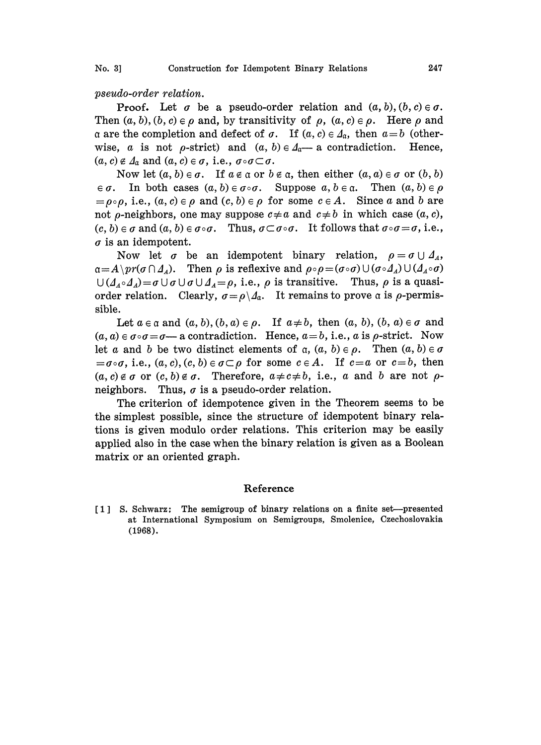*pseudo-order relation.*

**Proof.** Let $\sigma$ be a pseudo-order relation and $(a, b), (b, c) \in \sigma$. Then $(a, b), (b, c) \in \rho$ and, by transitivity of $\rho$, $(a, c) \in \rho$. Here $\rho$ and $\mathfrak{a}$ are the completion and defect of $\sigma$. If $(a, c) \in \Delta_{\mathfrak{a}}$, then $a = b$ (otherwise, $a$ is not $\rho$-strict) and $(a, b) \in \Delta_{\mathfrak{a}}$— a contradiction. Hence, $(a, c) \notin \Delta_{\mathfrak{a}}$ and $(a, c) \in \sigma$, i.e., $\sigma \circ \sigma \subset \sigma$.

Now let $(a, b) \in \sigma$. If $a \notin \mathfrak{a}$ or $b \notin \mathfrak{a}$, then either $(a, a) \in \sigma$ or $(b, b) \in \sigma$. In both cases $(a, b) \in \sigma \circ \sigma$. Suppose $a, b \in \mathfrak{a}$. Then $(a, b) \in \rho = \rho \circ \rho$, i.e., $(a, c) \in \rho$ and $(c, b) \in \rho$ for some $c \in A$. Since $a$ and $b$ are not $\rho$-neighbors, one may suppose $c \neq a$ and $c \neq b$ in which case $(a, c)$, $(c, b) \in \sigma$ and $(a, b) \in \sigma \circ \sigma$. Thus, $\sigma \subset \sigma \circ \sigma$. It follows that $\sigma \circ \sigma = \sigma$, i.e., $\sigma$ is an idempotent.

Now let $\sigma$ be an idempotent binary relation, $\rho = \sigma \cup \Delta_A$, $\mathfrak{a} = A \backslash pr(\sigma \cap \Delta_A)$. Then $\rho$ is reflexive and $\rho \circ \rho = (\sigma \circ \sigma) \cup (\sigma \circ \Delta_A) \cup (\Delta_A \circ \sigma) \cup (\Delta_A \circ \Delta_A) = \sigma \cup \sigma \cup \sigma \cup \Delta_A = \rho$, i.e., $\rho$ is transitive. Thus, $\rho$ is a quasi-order relation. Clearly, $\sigma = \rho \backslash \Delta_{\mathfrak{a}}$. It remains to prove $\mathfrak{a}$ is $\rho$-permissible.

Let $a \in \mathfrak{a}$ and $(a, b), (b, a) \in \rho$. If $a \neq b$, then $(a, b), (b, a) \in \sigma$ and $(a, a) \in \sigma \circ \sigma = \sigma$— a contradiction. Hence, $a = b$, i.e., $a$ is $\rho$-strict. Now let $a$ and $b$ be two distinct elements of $\mathfrak{a}$, $(a, b) \in \rho$. Then $(a, b) \in \sigma = \sigma \circ \sigma$, i.e., $(a, c), (c, b) \in \sigma \subset \rho$ for some $c \in A$. If $c = a$ or $c = b$, then $(a, c) \notin \sigma$ or $(c, b) \notin \sigma$. Therefore, $a \neq c \neq b$, i.e., $a$ and $b$ are not $\rho$-neighbors. Thus, $\sigma$ is a pseudo-order relation.

The criterion of idempotence given in the Theorem seems to be the simplest possible, since the structure of idempotent binary relations is given modulo order relations. This criterion may be easily applied also in the case when the binary relation is given as a Boolean matrix or an oriented graph.

## Reference

[1] S. Schwarz: The semigroup of binary relations on a finite set—presented at International Symposium on Semigroups, Smolenice, Czechoslovakia (1968).